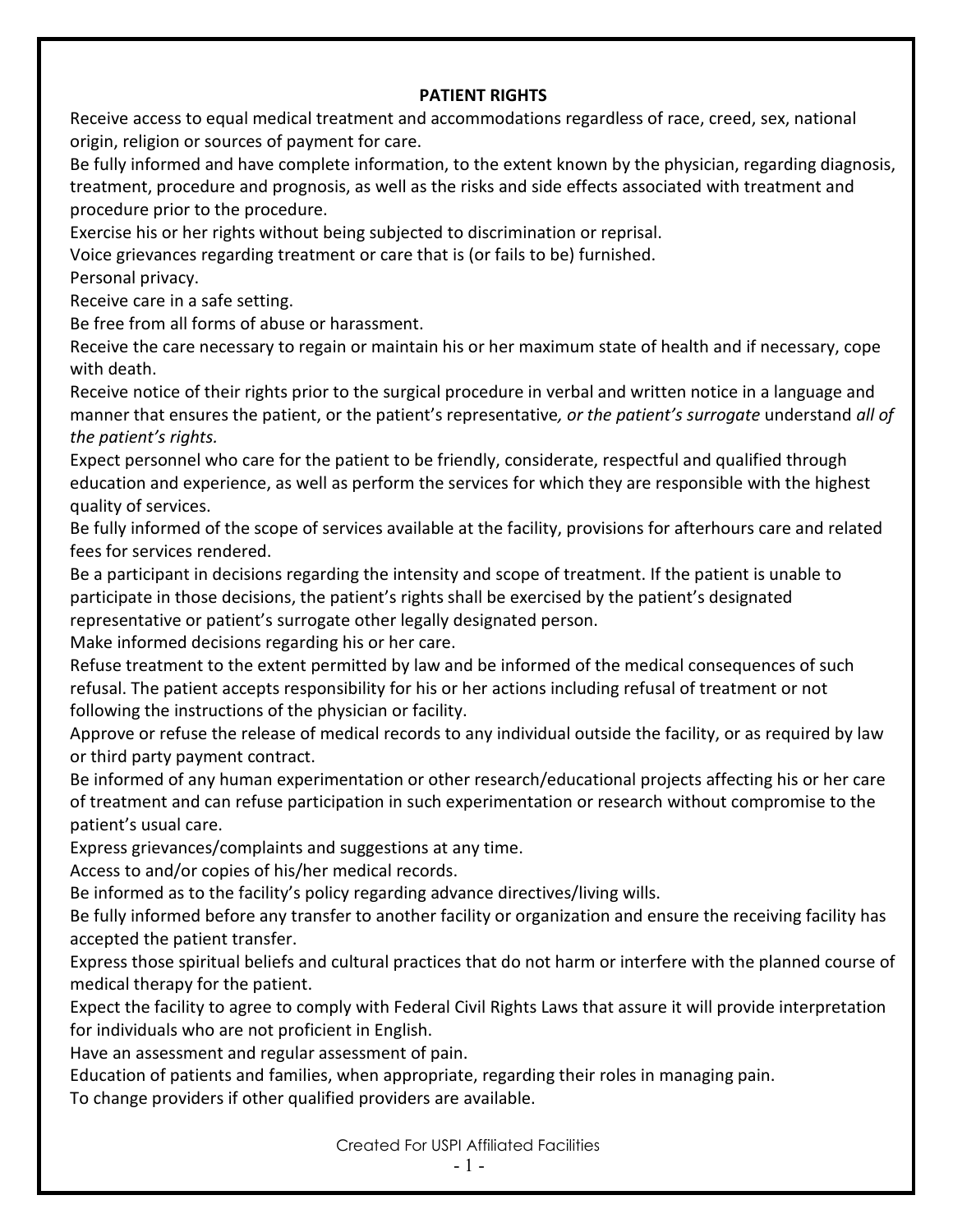**PATIENT RIGHTS**

Receive access to equal medical treatment and accommodations regardless of race, creed, sex, national origin, religion or sources of payment for care.

Be fully informed and have complete information, to the extent known by the physician, regarding diagnosis, treatment, procedure and prognosis, as well as the risks and side effects associated with treatment and procedure prior to the procedure.

Exercise his or her rights without being subjected to discrimination or reprisal.

Voice grievances regarding treatment or care that is (or fails to be) furnished.

Personal privacy.

Receive care in a safe setting.

Be free from all forms of abuse or harassment.

Receive the care necessary to regain or maintain his or her maximum state of health and if necessary, cope with death.

Receive notice of their rights prior to the surgical procedure in verbal and written notice in a language and manner that ensures the patient, or the patient's representative*, or the patient's surrogate* understand *all of the patient's rights.*

Expect personnel who care for the patient to be friendly, considerate, respectful and qualified through education and experience, as well as perform the services for which they are responsible with the highest quality of services.

Be fully informed of the scope of services available at the facility, provisions for afterhours care and related fees for services rendered.

Be a participant in decisions regarding the intensity and scope of treatment. If the patient is unable to participate in those decisions, the patient's rights shall be exercised by the patient's designated representative or patient's surrogate other legally designated person.

Make informed decisions regarding his or her care.

Refuse treatment to the extent permitted by law and be informed of the medical consequences of such refusal. The patient accepts responsibility for his or her actions including refusal of treatment or not following the instructions of the physician or facility.

Approve or refuse the release of medical records to any individual outside the facility, or as required by law or third party payment contract.

Be informed of any human experimentation or other research/educational projects affecting his or her care of treatment and can refuse participation in such experimentation or research without compromise to the patient's usual care.

Express grievances/complaints and suggestions at any time.

Access to and/or copies of his/her medical records.

Be informed as to the facility's policy regarding advance directives/living wills.

Be fully informed before any transfer to another facility or organization and ensure the receiving facility has accepted the patient transfer.

Express those spiritual beliefs and cultural practices that do not harm or interfere with the planned course of medical therapy for the patient.

Expect the facility to agree to comply with Federal Civil Rights Laws that assure it will provide interpretation for individuals who are not proficient in English.

Have an assessment and regular assessment of pain.

Education of patients and families, when appropriate, regarding their roles in managing pain.

To change providers if other qualified providers are available.

Created For USPI Affiliated Facilities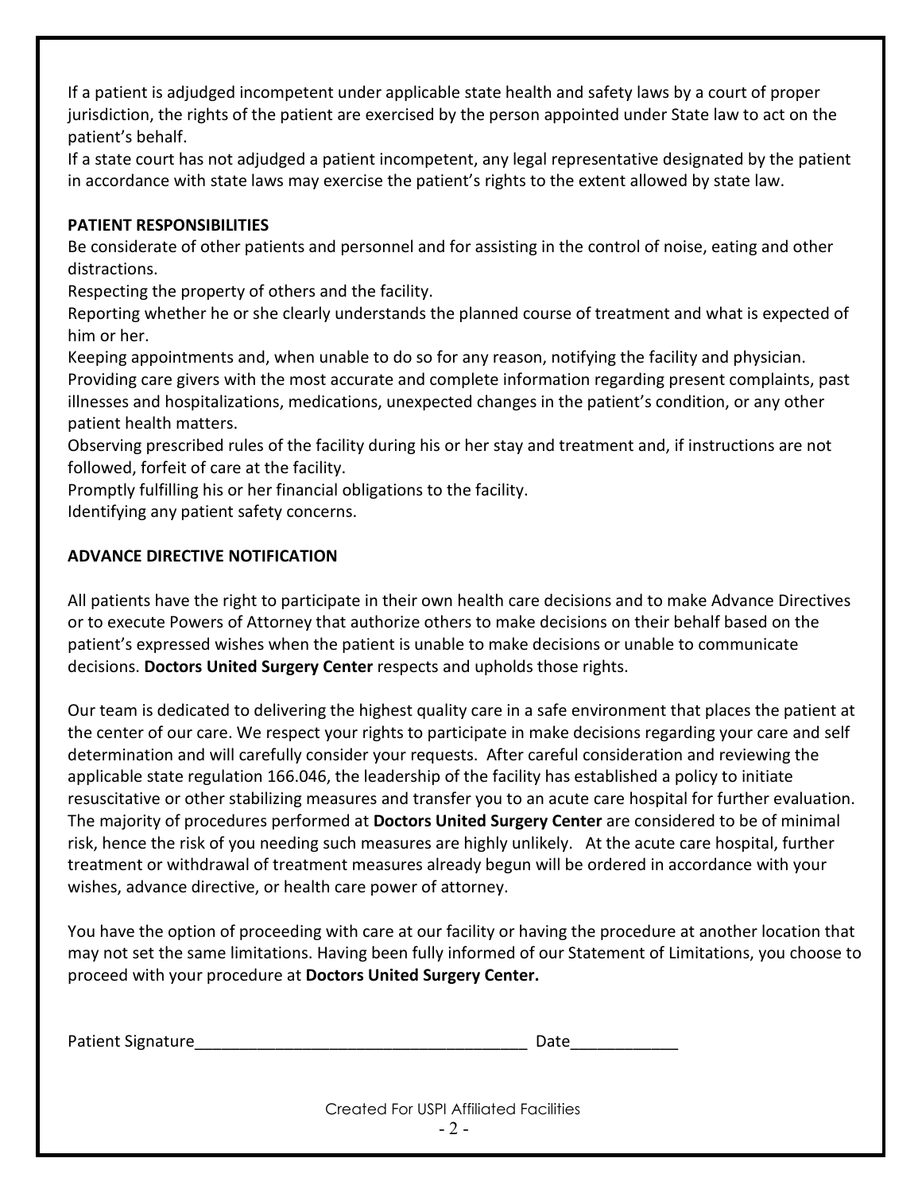If a patient is adjudged incompetent under applicable state health and safety laws by a court of proper jurisdiction, the rights of the patient are exercised by the person appointed under State law to act on the patient's behalf.

If a state court has not adjudged a patient incompetent, any legal representative designated by the patient in accordance with state laws may exercise the patient's rights to the extent allowed by state law.

**PATIENT RESPONSIBILITIES**

Be considerate of other patients and personnel and for assisting in the control of noise, eating and other distractions.

Respecting the property of others and the facility.

Reporting whether he or she clearly understands the planned course of treatment and what is expected of him or her.

Keeping appointments and, when unable to do so for any reason, notifying the facility and physician.

Providing care givers with the most accurate and complete information regarding present complaints, past illnesses and hospitalizations, medications, unexpected changes in the patient's condition, or any other patient health matters.

Observing prescribed rules of the facility during his or her stay and treatment and, if instructions are not followed, forfeit of care at the facility.

Promptly fulfilling his or her financial obligations to the facility.

Identifying any patient safety concerns.

**ADVANCE DIRECTIVE NOTIFICATION**

All patients have the right to participate in their own health care decisions and to make Advance Directives or to execute Powers of Attorney that authorize others to make decisions on their behalf based on the patient's expressed wishes when the patient is unable to make decisions or unable to communicate decisions. **Doctors United Surgery Center** respects and upholds those rights.

Our team is dedicated to delivering the highest quality care in a safe environment that places the patient at the center of our care. We respect your rights to participate in make decisions regarding your care and self determination and will carefully consider your requests. After careful consideration and reviewing the applicable state regulation 166.046, the leadership of the facility has established a policy to initiate resuscitative or other stabilizing measures and transfer you to an acute care hospital for further evaluation. The majority of procedures performed at **Doctors United Surgery Center** are considered to be of minimal risk, hence the risk of you needing such measures are highly unlikely. At the acute care hospital, further treatment or withdrawal of treatment measures already begun will be ordered in accordance with your wishes, advance directive, or health care power of attorney.

You have the option of proceeding with care at our facility or having the procedure at another location that may not set the same limitations. Having been fully informed of our Statement of Limitations, you choose to proceed with your procedure at **Doctors United Surgery Center.**

Patient Signature______________________________________ Date____________

Created For USPI Affiliated Facilities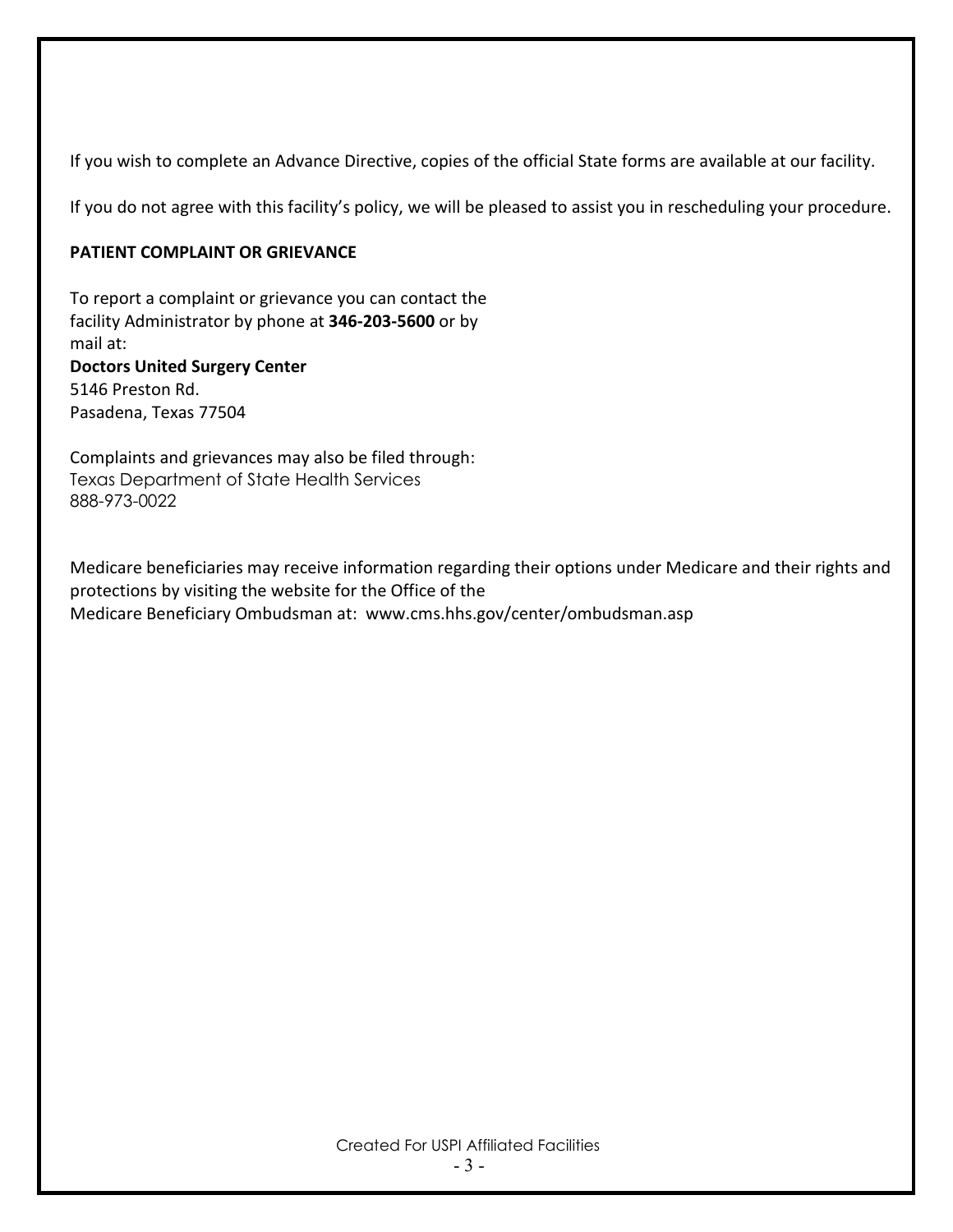If you wish to complete an Advance Directive, copies of the official State forms are available at our facility.

If you do not agree with this facility's policy, we will be pleased to assist you in rescheduling your procedure.

**PATIENT COMPLAINT OR GRIEVANCE**

To report a complaint or grievance you can contact the facility Administrator by phone at **346-203-5600** or by mail at:
**Doctors United Surgery Center**
5146 Preston Rd.
Pasadena, Texas 77504

Complaints and grievances may also be filed through:
Texas Department of State Health Services
888-973-0022

Medicare beneficiaries may receive information regarding their options under Medicare and their rights and protections by visiting the website for the Office of the
Medicare Beneficiary Ombudsman at: www.cms.hhs.gov/center/ombudsman.asp

Created For USPI Affiliated Facilities